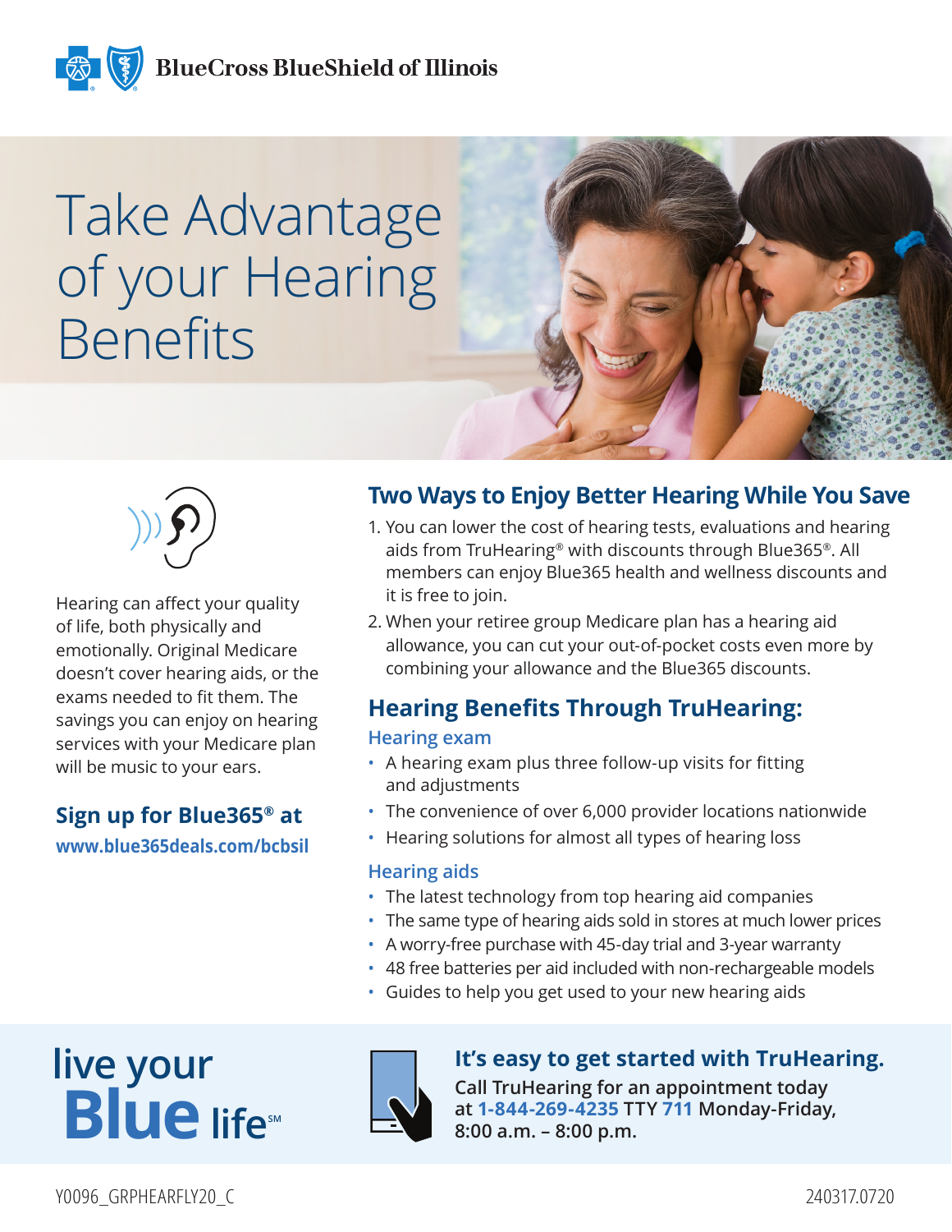BlueCross BlueShield of Illinois

# Take Advantage of your Hearing Benefits

Hearing can affect your quality of life, both physically and emotionally. Original Medicare doesn't cover hearing aids, or the exams needed to fit them. The savings you can enjoy on hearing services with your Medicare plan will be music to your ears.

### Sign up for Blue365® at

**www.blue365deals.com/bcbsil**

## Two Ways to Enjoy Better Hearing While You Save

1. You can lower the cost of hearing tests, evaluations and hearing aids from TruHearing® with discounts through Blue365®. All members can enjoy Blue365 health and wellness discounts and it is free to join.
2. When your retiree group Medicare plan has a hearing aid allowance, you can cut your out-of-pocket costs even more by combining your allowance and the Blue365 discounts.

## Hearing Benefits Through TruHearing:

### Hearing exam

- A hearing exam plus three follow-up visits for fitting and adjustments
- The convenience of over 6,000 provider locations nationwide
- Hearing solutions for almost all types of hearing loss

### Hearing aids

- The latest technology from top hearing aid companies
- The same type of hearing aids sold in stores at much lower prices
- A worry-free purchase with 45-day trial and 3-year warranty
- 48 free batteries per aid included with non-rechargeable models
- Guides to help you get used to your new hearing aids

live your Blue life℠

### It's easy to get started with TruHearing.

**Call TruHearing for an appointment today at 1-844-269-4235 TTY 711 Monday-Friday, 8:00 a.m. – 8:00 p.m.**

Y0096_GRPHEARFLY20_C

240317.0720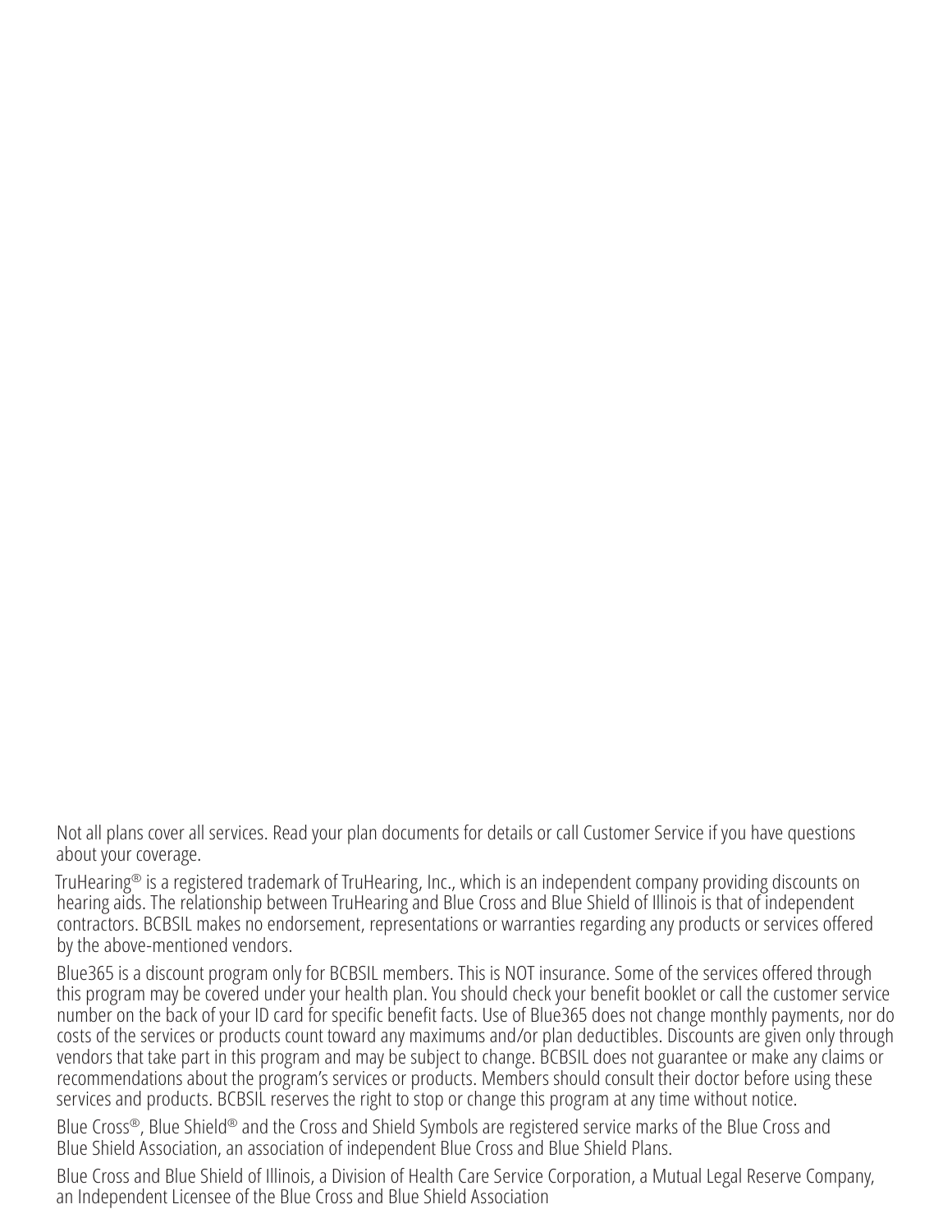Not all plans cover all services. Read your plan documents for details or call Customer Service if you have questions about your coverage.

TruHearing® is a registered trademark of TruHearing, Inc., which is an independent company providing discounts on hearing aids. The relationship between TruHearing and Blue Cross and Blue Shield of Illinois is that of independent contractors. BCBSIL makes no endorsement, representations or warranties regarding any products or services offered by the above-mentioned vendors.

Blue365 is a discount program only for BCBSIL members. This is NOT insurance. Some of the services offered through this program may be covered under your health plan. You should check your benefit booklet or call the customer service number on the back of your ID card for specific benefit facts. Use of Blue365 does not change monthly payments, nor do costs of the services or products count toward any maximums and/or plan deductibles. Discounts are given only through vendors that take part in this program and may be subject to change. BCBSIL does not guarantee or make any claims or recommendations about the program's services or products. Members should consult their doctor before using these services and products. BCBSIL reserves the right to stop or change this program at any time without notice.

Blue Cross®, Blue Shield® and the Cross and Shield Symbols are registered service marks of the Blue Cross and Blue Shield Association, an association of independent Blue Cross and Blue Shield Plans.

Blue Cross and Blue Shield of Illinois, a Division of Health Care Service Corporation, a Mutual Legal Reserve Company, an Independent Licensee of the Blue Cross and Blue Shield Association